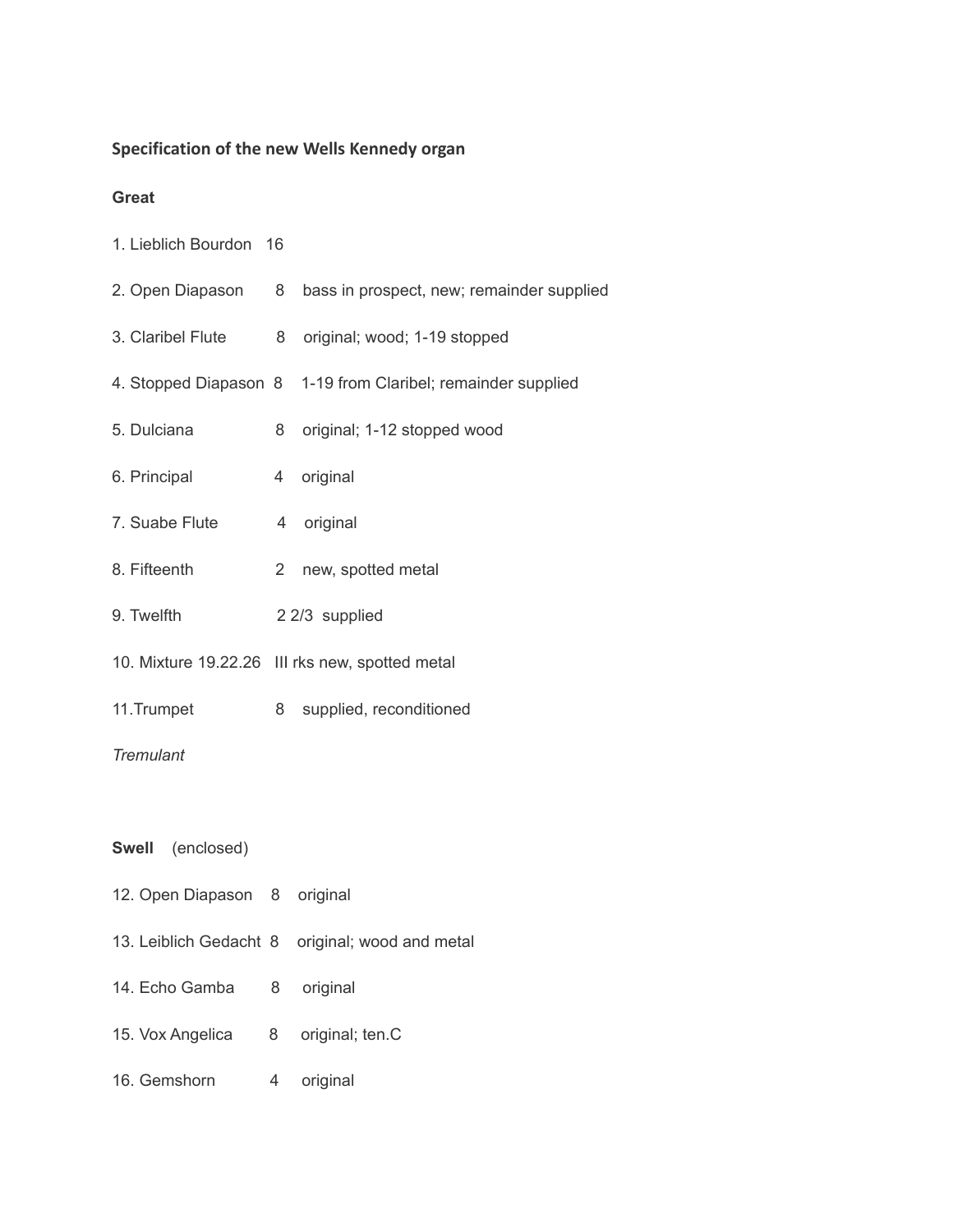**Specification of the new Wells Kennedy organ**

**Great**

1. Lieblich Bourdon 16

2. Open Diapason 8 bass in prospect, new; remainder supplied

3. Claribel Flute 8 original; wood; 1-19 stopped

4. Stopped Diapason 8 1-19 from Claribel; remainder supplied

5. Dulciana 8 original; 1-12 stopped wood

6. Principal 4 original

7. Suabe Flute 4 original

8. Fifteenth 2 new, spotted metal

9. Twelfth 2 2/3 supplied

10. Mixture 19.22.26 III rks new, spotted metal

11. Trumpet 8 supplied, reconditioned

*Tremulant*

**Swell** (enclosed)

12. Open Diapason 8 original

13. Leiblich Gedacht 8 original; wood and metal

14. Echo Gamba 8 original

15. Vox Angelica 8 original; ten.C

16. Gemshorn 4 original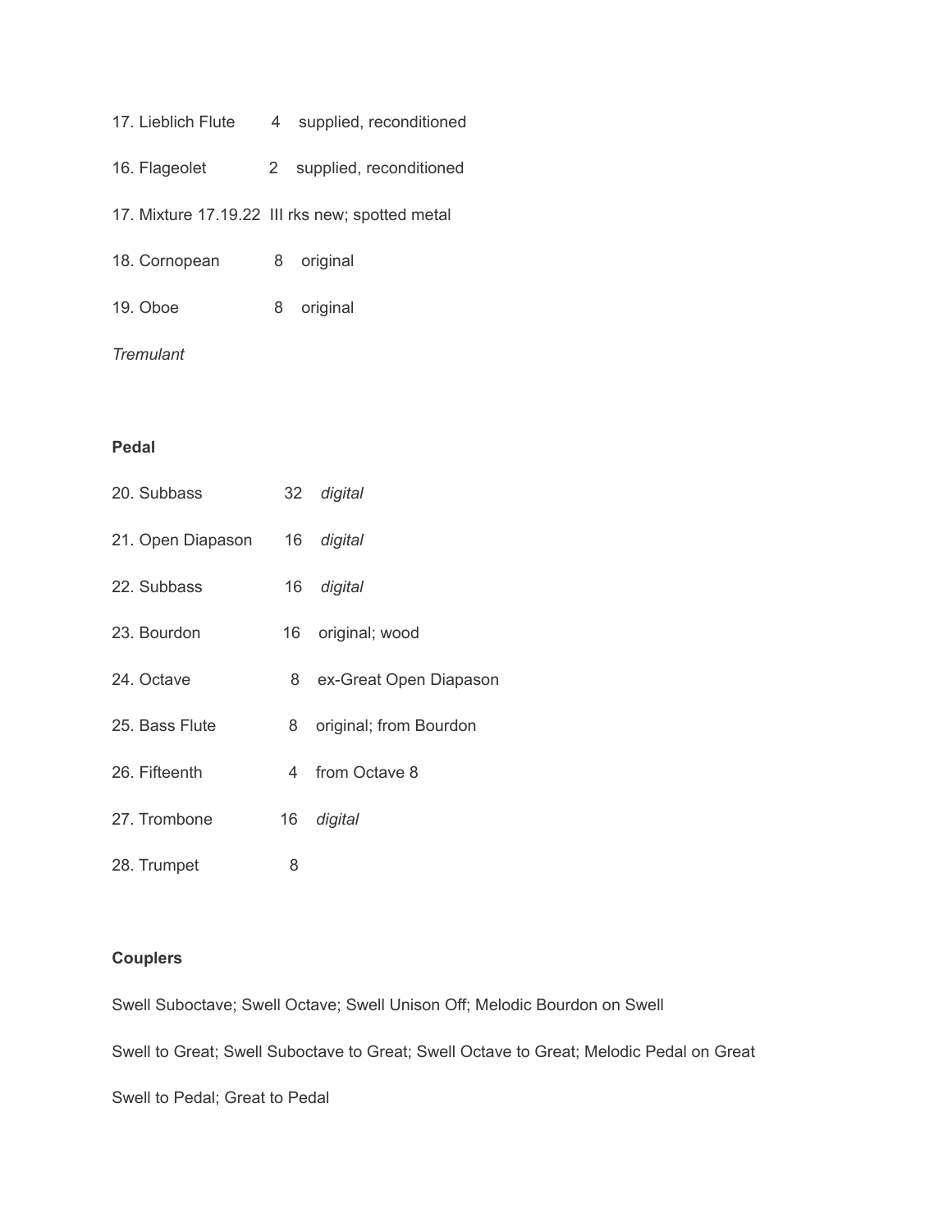17. Lieblich Flute 4 supplied, reconditioned

16. Flageolet 2 supplied, reconditioned

17. Mixture 17.19.22 III rks new; spotted metal

18. Cornopean 8 original

19. Oboe 8 original

*Tremulant*

**Pedal**

20. Subbass 32 *digital*

21. Open Diapason 16 *digital*

22. Subbass 16 *digital*

23. Bourdon 16 original; wood

24. Octave 8 ex-Great Open Diapason

25. Bass Flute 8 original; from Bourdon

26. Fifteenth 4 from Octave 8

27. Trombone 16 *digital*

28. Trumpet 8

**Couplers**

Swell Suboctave; Swell Octave; Swell Unison Off; Melodic Bourdon on Swell

Swell to Great; Swell Suboctave to Great; Swell Octave to Great; Melodic Pedal on Great

Swell to Pedal; Great to Pedal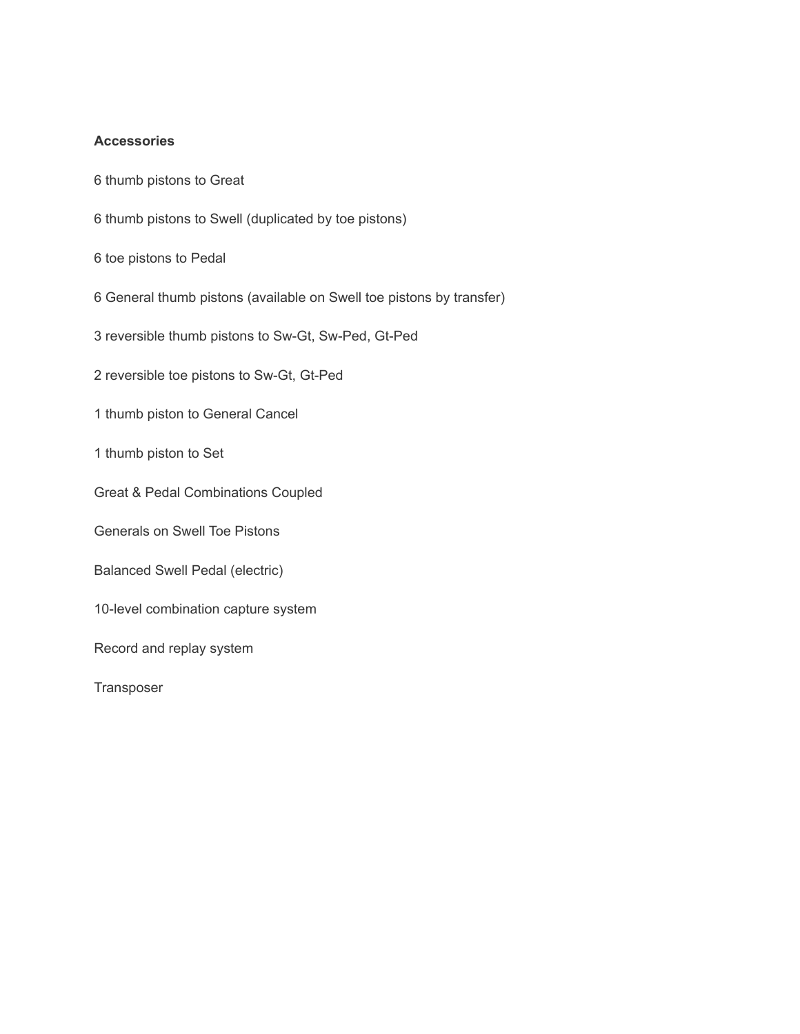**Accessories**

6 thumb pistons to Great

6 thumb pistons to Swell (duplicated by toe pistons)

6 toe pistons to Pedal

6 General thumb pistons (available on Swell toe pistons by transfer)

3 reversible thumb pistons to Sw-Gt, Sw-Ped, Gt-Ped

2 reversible toe pistons to Sw-Gt, Gt-Ped

1 thumb piston to General Cancel

1 thumb piston to Set

Great & Pedal Combinations Coupled

Generals on Swell Toe Pistons

Balanced Swell Pedal (electric)

10-level combination capture system

Record and replay system

Transposer